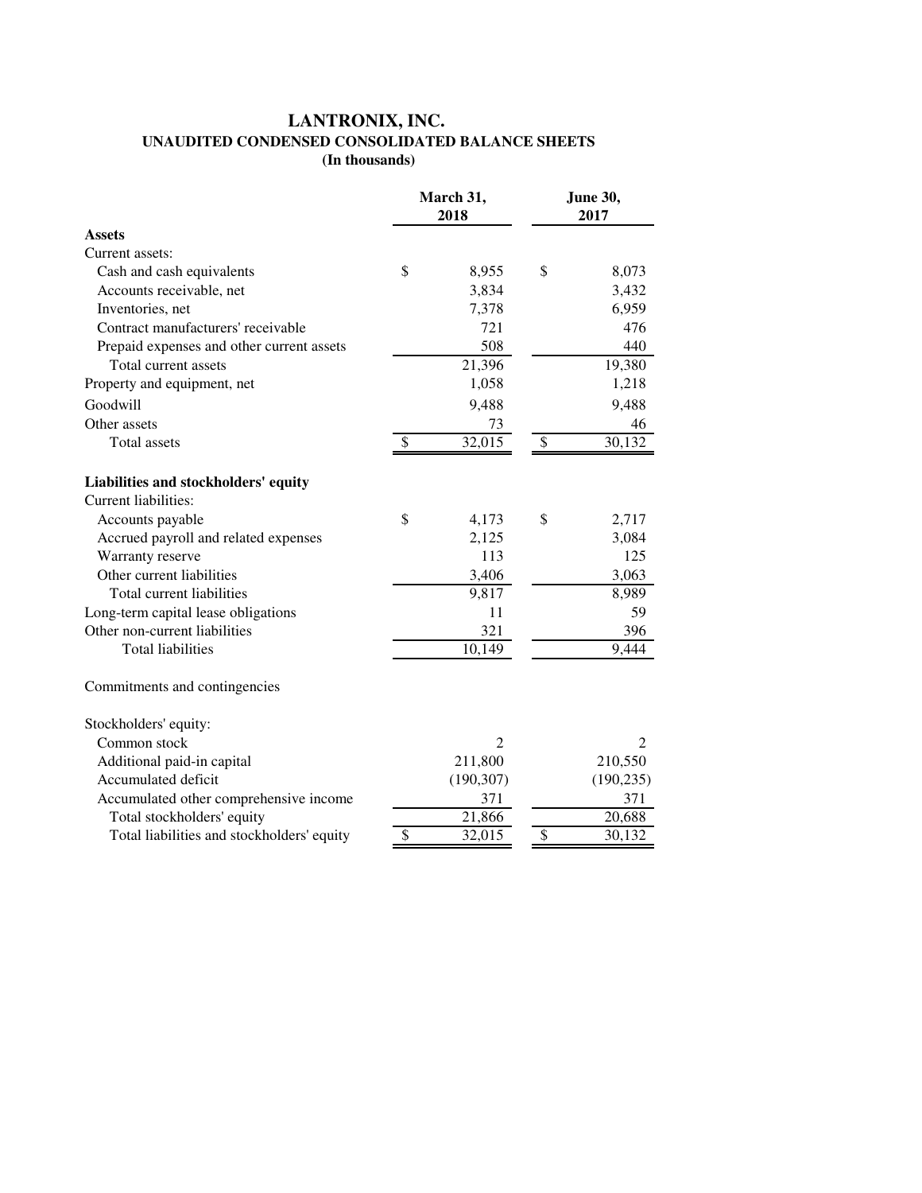# LANTRONIX, INC.

## UNAUDITED CONDENSED CONSOLIDATED BALANCE SHEETS

**(In thousands)**

| | March 31, 2018 | June 30, 2017 |
|---|---|---|
| **Assets** | | |
| Current assets: | | |
| Cash and cash equivalents | $ 8,955 | $ 8,073 |
| Accounts receivable, net | 3,834 | 3,432 |
| Inventories, net | 7,378 | 6,959 |
| Contract manufacturers' receivable | 721 | 476 |
| Prepaid expenses and other current assets | 508 | 440 |
| Total current assets | 21,396 | 19,380 |
| Property and equipment, net | 1,058 | 1,218 |
| Goodwill | 9,488 | 9,488 |
| Other assets | 73 | 46 |
| Total assets | $ 32,015 | $ 30,132 |
| | | |
| **Liabilities and stockholders' equity** | | |
| Current liabilities: | | |
| Accounts payable | $ 4,173 | $ 2,717 |
| Accrued payroll and related expenses | 2,125 | 3,084 |
| Warranty reserve | 113 | 125 |
| Other current liabilities | 3,406 | 3,063 |
| Total current liabilities | 9,817 | 8,989 |
| Long-term capital lease obligations | 11 | 59 |
| Other non-current liabilities | 321 | 396 |
| Total liabilities | 10,149 | 9,444 |
| | | |
| Commitments and contingencies | | |
| | | |
| Stockholders' equity: | | |
| Common stock | 2 | 2 |
| Additional paid-in capital | 211,800 | 210,550 |
| Accumulated deficit | (190,307) | (190,235) |
| Accumulated other comprehensive income | 371 | 371 |
| Total stockholders' equity | 21,866 | 20,688 |
| Total liabilities and stockholders' equity | $ 32,015 | $ 30,132 |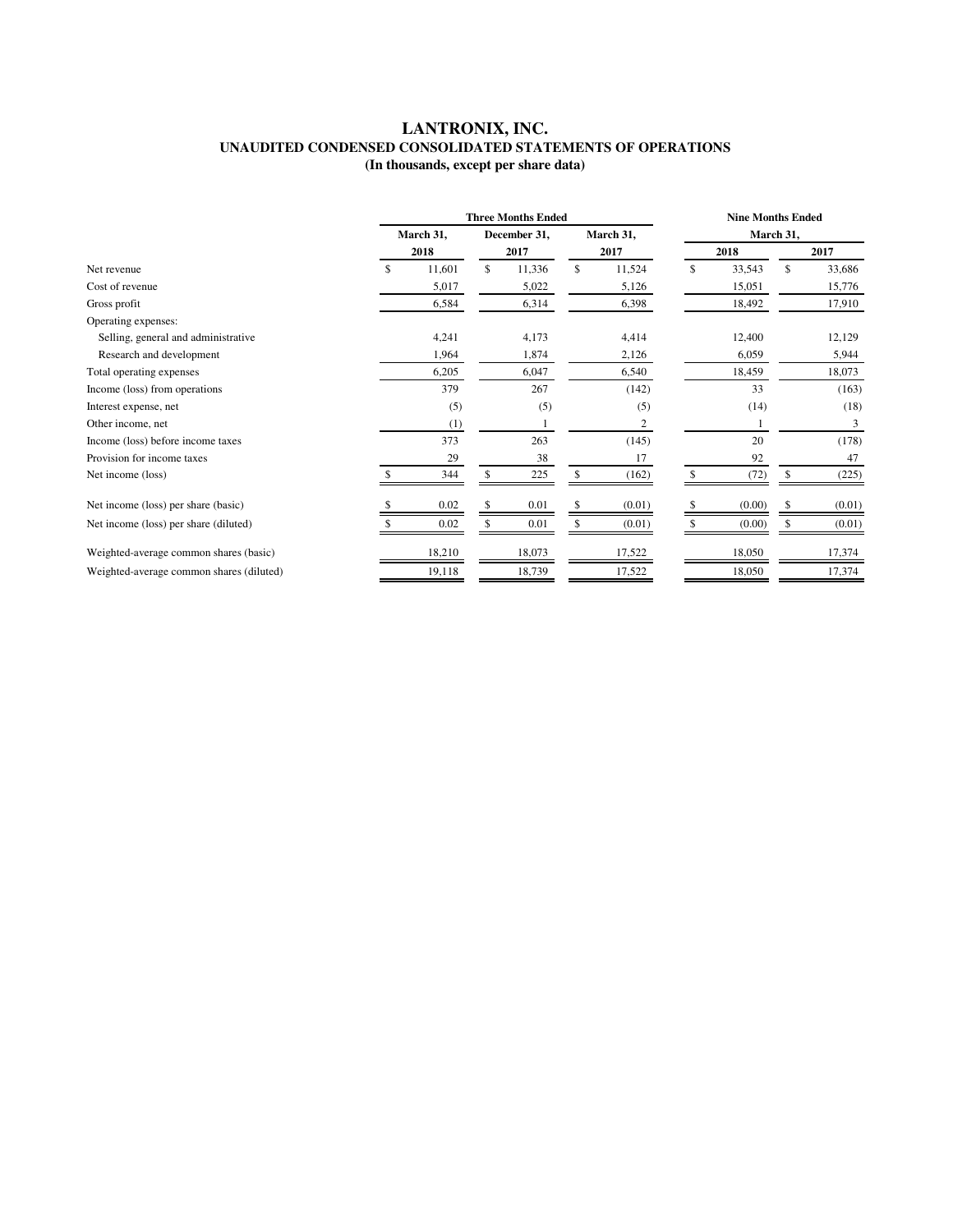# LANTRONIX, INC.
## UNAUDITED CONDENSED CONSOLIDATED STATEMENTS OF OPERATIONS
### (In thousands, except per share data)

| | Three Months Ended | | | Nine Months Ended | |
|---|---|---|---|---|---|
| | March 31, 2018 | December 31, 2017 | March 31, 2017 | March 31, 2018 | March 31, 2017 |
| Net revenue | $ 11,601 | $ 11,336 | $ 11,524 | $ 33,543 | $ 33,686 |
| Cost of revenue | 5,017 | 5,022 | 5,126 | 15,051 | 15,776 |
| Gross profit | 6,584 | 6,314 | 6,398 | 18,492 | 17,910 |
| Operating expenses: | | | | | |
| Selling, general and administrative | 4,241 | 4,173 | 4,414 | 12,400 | 12,129 |
| Research and development | 1,964 | 1,874 | 2,126 | 6,059 | 5,944 |
| Total operating expenses | 6,205 | 6,047 | 6,540 | 18,459 | 18,073 |
| Income (loss) from operations | 379 | 267 | (142) | 33 | (163) |
| Interest expense, net | (5) | (5) | (5) | (14) | (18) |
| Other income, net | (1) | 1 | 2 | 1 | 3 |
| Income (loss) before income taxes | 373 | 263 | (145) | 20 | (178) |
| Provision for income taxes | 29 | 38 | 17 | 92 | 47 |
| Net income (loss) | $ 344 | $ 225 | $ (162) | $ (72) | $ (225) |
| Net income (loss) per share (basic) | $ 0.02 | $ 0.01 | $ (0.01) | $ (0.00) | $ (0.01) |
| Net income (loss) per share (diluted) | $ 0.02 | $ 0.01 | $ (0.01) | $ (0.00) | $ (0.01) |
| Weighted-average common shares (basic) | 18,210 | 18,073 | 17,522 | 18,050 | 17,374 |
| Weighted-average common shares (diluted) | 19,118 | 18,739 | 17,522 | 18,050 | 17,374 |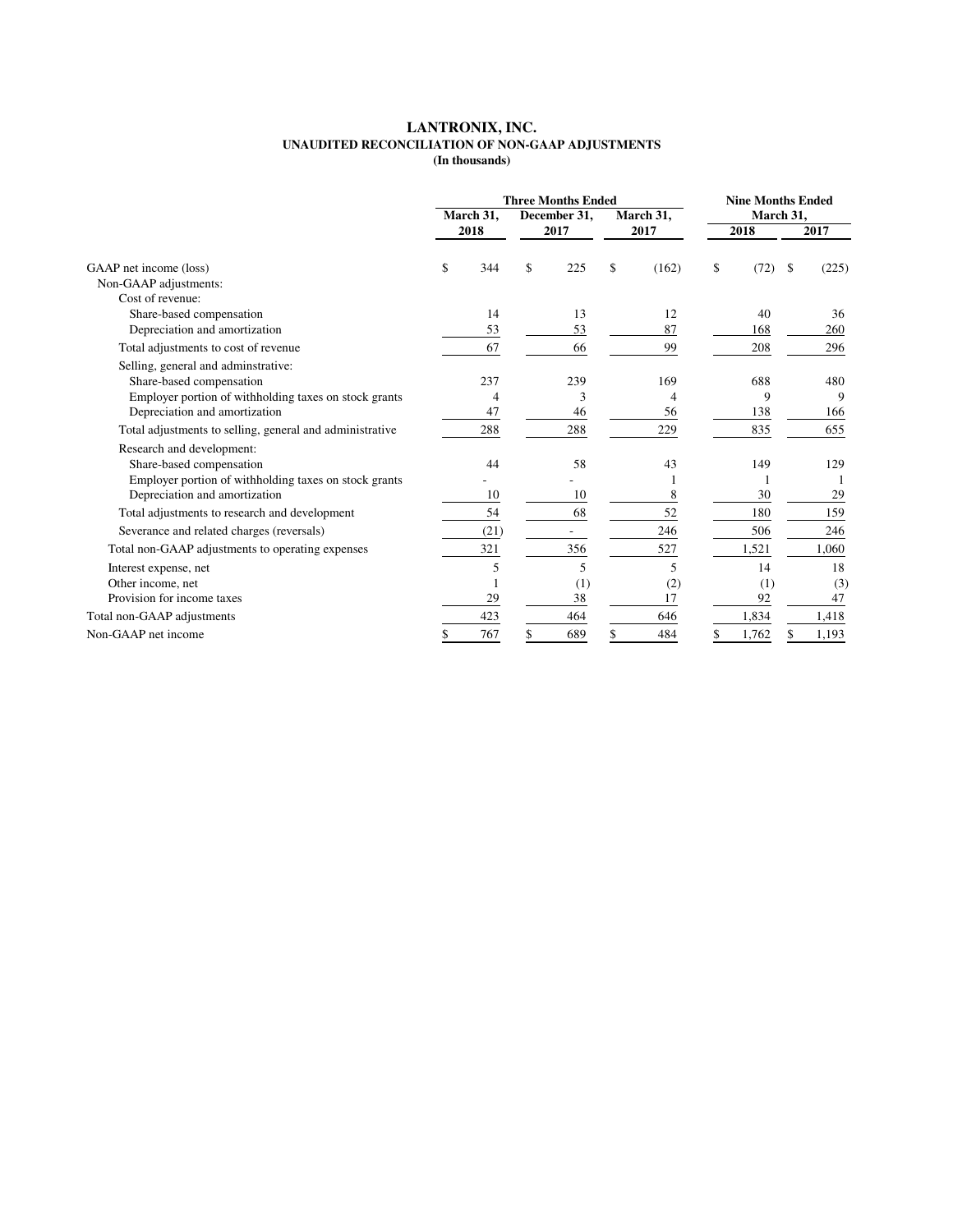# LANTRONIX, INC.

## UNAUDITED RECONCILIATION OF NON-GAAP ADJUSTMENTS

**(In thousands)**

| | Three Months Ended | | | Nine Months Ended | |
|---|---|---|---|---|---|
| | March 31, 2018 | December 31, 2017 | March 31, 2017 | March 31, 2018 | March 31, 2017 |
| GAAP net income (loss) | $ 344 | $ 225 | $ (162) | $ (72) | $ (225) |
| Non-GAAP adjustments: | | | | | |
| Cost of revenue: | | | | | |
| Share-based compensation | 14 | 13 | 12 | 40 | 36 |
| Depreciation and amortization | 53 | 53 | 87 | 168 | 260 |
| Total adjustments to cost of revenue | 67 | 66 | 99 | 208 | 296 |
| Selling, general and adminstrative: | | | | | |
| Share-based compensation | 237 | 239 | 169 | 688 | 480 |
| Employer portion of withholding taxes on stock grants | 4 | 3 | 4 | 9 | 9 |
| Depreciation and amortization | 47 | 46 | 56 | 138 | 166 |
| Total adjustments to selling, general and administrative | 288 | 288 | 229 | 835 | 655 |
| Research and development: | | | | | |
| Share-based compensation | 44 | 58 | 43 | 149 | 129 |
| Employer portion of withholding taxes on stock grants | - | - | 1 | 1 | 1 |
| Depreciation and amortization | 10 | 10 | 8 | 30 | 29 |
| Total adjustments to research and development | 54 | 68 | 52 | 180 | 159 |
| Severance and related charges (reversals) | (21) | - | 246 | 506 | 246 |
| Total non-GAAP adjustments to operating expenses | 321 | 356 | 527 | 1,521 | 1,060 |
| Interest expense, net | 5 | 5 | 5 | 14 | 18 |
| Other income, net | 1 | (1) | (2) | (1) | (3) |
| Provision for income taxes | 29 | 38 | 17 | 92 | 47 |
| Total non-GAAP adjustments | 423 | 464 | 646 | 1,834 | 1,418 |
| Non-GAAP net income | $ 767 | $ 689 | $ 484 | $ 1,762 | $ 1,193 |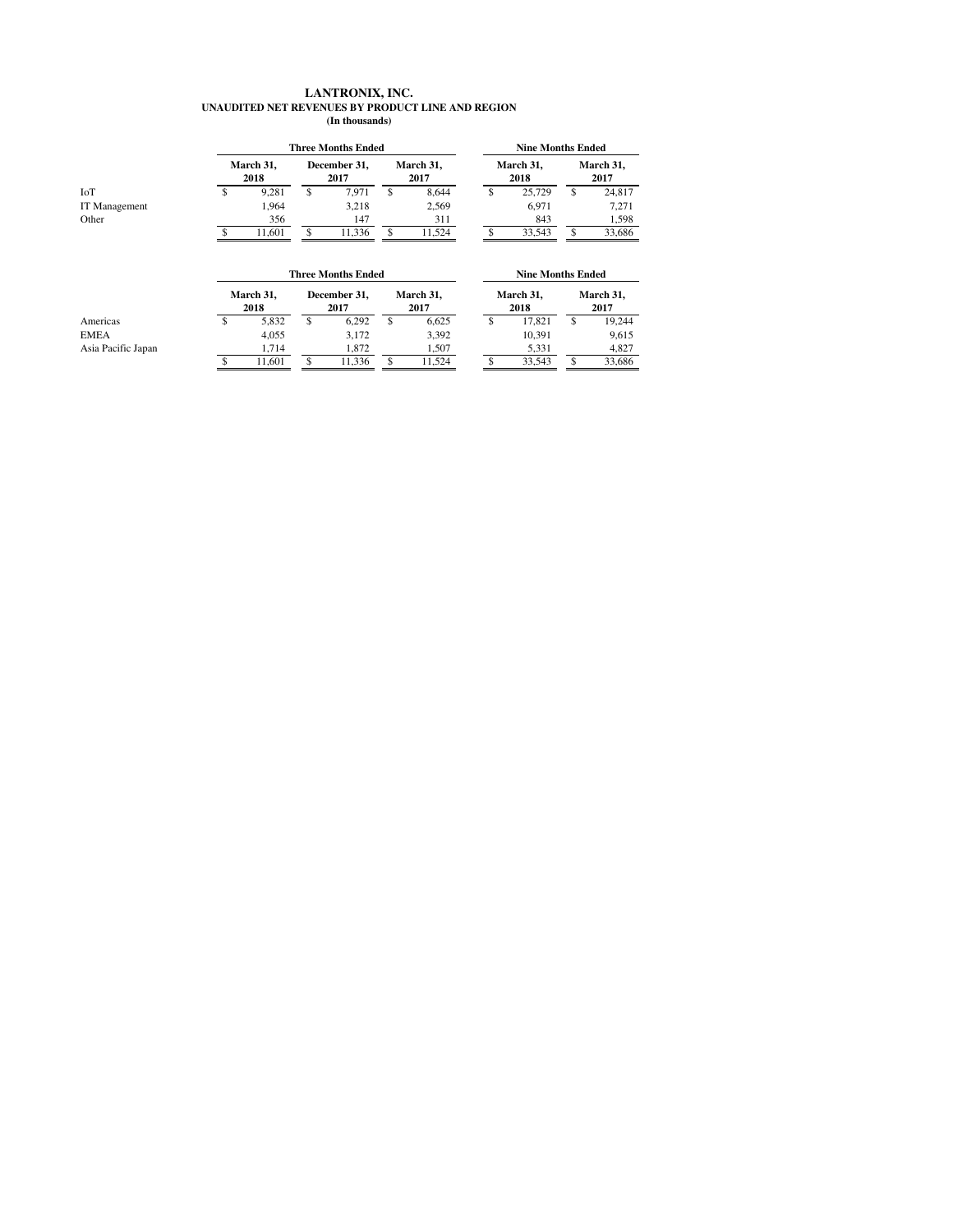# LANTRONIX, INC.
## UNAUDITED NET REVENUES BY PRODUCT LINE AND REGION
### (In thousands)

| | Three Months Ended | | | Nine Months Ended | |
|---|---|---|---|---|---|
| | March 31, 2018 | December 31, 2017 | March 31, 2017 | March 31, 2018 | March 31, 2017 |
| IoT | $ 9,281 | $ 7,971 | $ 8,644 | $ 25,729 | $ 24,817 |
| IT Management | 1,964 | 3,218 | 2,569 | 6,971 | 7,271 |
| Other | 356 | 147 | 311 | 843 | 1,598 |
| | $ 11,601 | $ 11,336 | $ 11,524 | $ 33,543 | $ 33,686 |

| | Three Months Ended | | | Nine Months Ended | |
|---|---|---|---|---|---|
| | March 31, 2018 | December 31, 2017 | March 31, 2017 | March 31, 2018 | March 31, 2017 |
| Americas | $ 5,832 | $ 6,292 | $ 6,625 | $ 17,821 | $ 19,244 |
| EMEA | 4,055 | 3,172 | 3,392 | 10,391 | 9,615 |
| Asia Pacific Japan | 1,714 | 1,872 | 1,507 | 5,331 | 4,827 |
| | $ 11,601 | $ 11,336 | $ 11,524 | $ 33,543 | $ 33,686 |